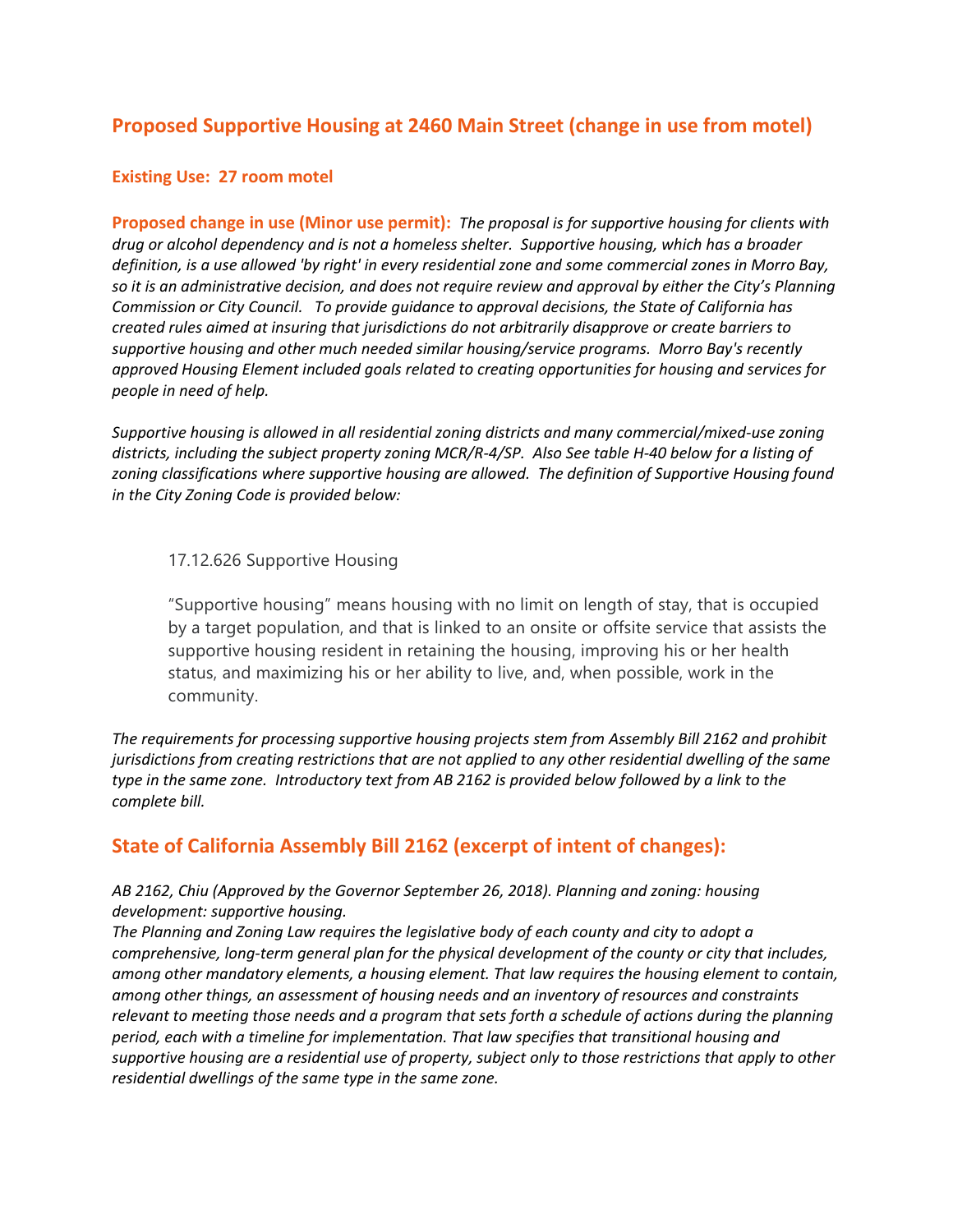## Proposed Supportive Housing at 2460 Main Street (change in use from motel)

### Existing Use: 27 room motel

**Proposed change in use (Minor use permit):** *The proposal is for supportive housing for clients with drug or alcohol dependency and is not a homeless shelter. Supportive housing, which has a broader definition, is a use allowed 'by right' in every residential zone and some commercial zones in Morro Bay, so it is an administrative decision, and does not require review and approval by either the City's Planning Commission or City Council. To provide guidance to approval decisions, the State of California has created rules aimed at insuring that jurisdictions do not arbitrarily disapprove or create barriers to supportive housing and other much needed similar housing/service programs. Morro Bay's recently approved Housing Element included goals related to creating opportunities for housing and services for people in need of help.*

*Supportive housing is allowed in all residential zoning districts and many commercial/mixed-use zoning districts, including the subject property zoning MCR/R-4/SP. Also See table H-40 below for a listing of zoning classifications where supportive housing are allowed. The definition of Supportive Housing found in the City Zoning Code is provided below:*

> 17.12.626 Supportive Housing
>
> "Supportive housing" means housing with no limit on length of stay, that is occupied by a target population, and that is linked to an onsite or offsite service that assists the supportive housing resident in retaining the housing, improving his or her health status, and maximizing his or her ability to live, and, when possible, work in the community.

*The requirements for processing supportive housing projects stem from Assembly Bill 2162 and prohibit jurisdictions from creating restrictions that are not applied to any other residential dwelling of the same type in the same zone. Introductory text from AB 2162 is provided below followed by a link to the complete bill.*

## State of California Assembly Bill 2162 (excerpt of intent of changes):

*AB 2162, Chiu (Approved by the Governor September 26, 2018). Planning and zoning: housing development: supportive housing.*
*The Planning and Zoning Law requires the legislative body of each county and city to adopt a comprehensive, long-term general plan for the physical development of the county or city that includes, among other mandatory elements, a housing element. That law requires the housing element to contain, among other things, an assessment of housing needs and an inventory of resources and constraints relevant to meeting those needs and a program that sets forth a schedule of actions during the planning period, each with a timeline for implementation. That law specifies that transitional housing and supportive housing are a residential use of property, subject only to those restrictions that apply to other residential dwellings of the same type in the same zone.*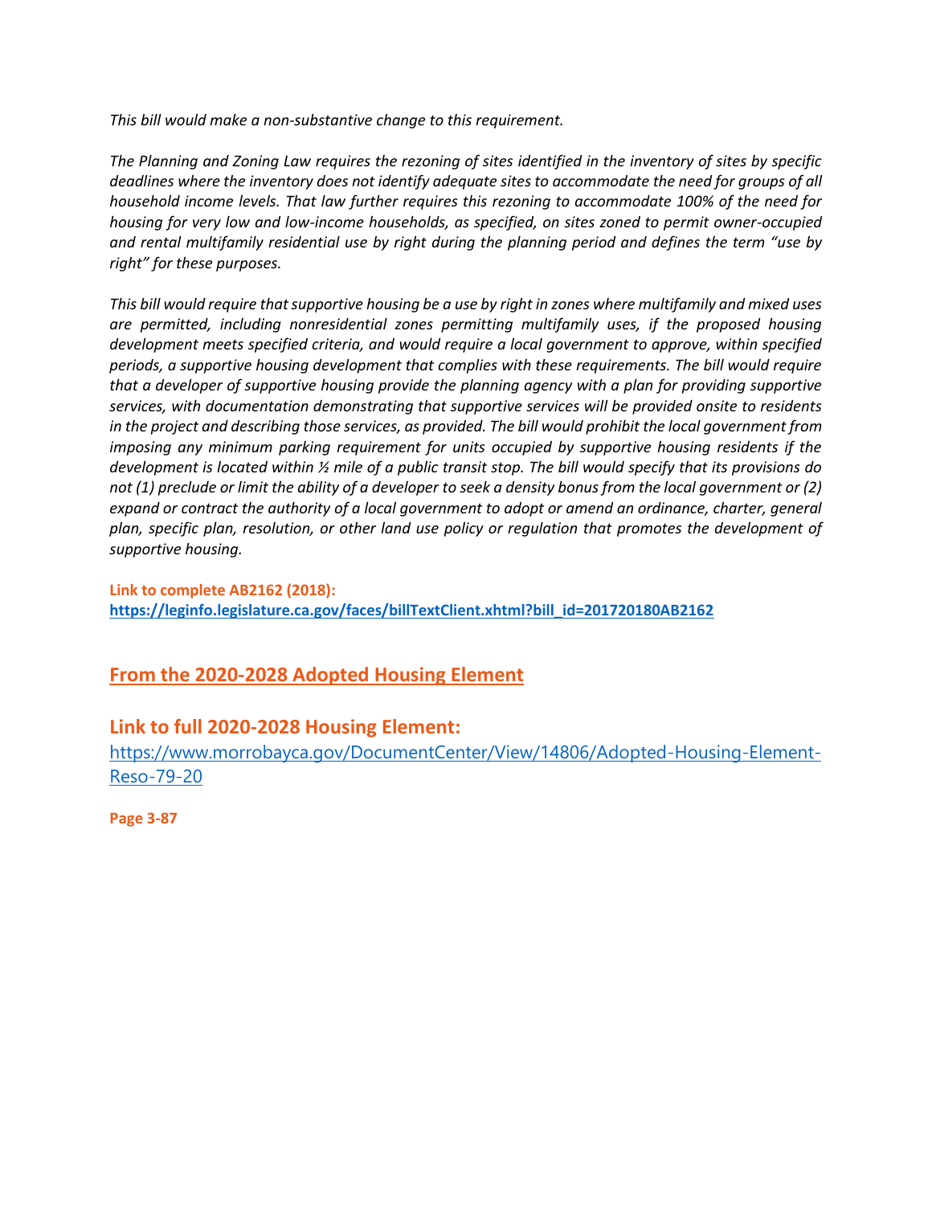*This bill would make a non-substantive change to this requirement.*

*The Planning and Zoning Law requires the rezoning of sites identified in the inventory of sites by specific deadlines where the inventory does not identify adequate sites to accommodate the need for groups of all household income levels. That law further requires this rezoning to accommodate 100% of the need for housing for very low and low-income households, as specified, on sites zoned to permit owner-occupied and rental multifamily residential use by right during the planning period and defines the term "use by right" for these purposes.*

*This bill would require that supportive housing be a use by right in zones where multifamily and mixed uses are permitted, including nonresidential zones permitting multifamily uses, if the proposed housing development meets specified criteria, and would require a local government to approve, within specified periods, a supportive housing development that complies with these requirements. The bill would require that a developer of supportive housing provide the planning agency with a plan for providing supportive services, with documentation demonstrating that supportive services will be provided onsite to residents in the project and describing those services, as provided. The bill would prohibit the local government from imposing any minimum parking requirement for units occupied by supportive housing residents if the development is located within ½ mile of a public transit stop. The bill would specify that its provisions do not (1) preclude or limit the ability of a developer to seek a density bonus from the local government or (2) expand or contract the authority of a local government to adopt or amend an ordinance, charter, general plan, specific plan, resolution, or other land use policy or regulation that promotes the development of supportive housing.*

**Link to complete AB2162 (2018):**
**https://leginfo.legislature.ca.gov/faces/billTextClient.xhtml?bill_id=201720180AB2162**

## From the 2020-2028 Adopted Housing Element

### Link to full 2020-2028 Housing Element:

https://www.morrobayca.gov/DocumentCenter/View/14806/Adopted-Housing-Element-Reso-79-20

**Page 3-87**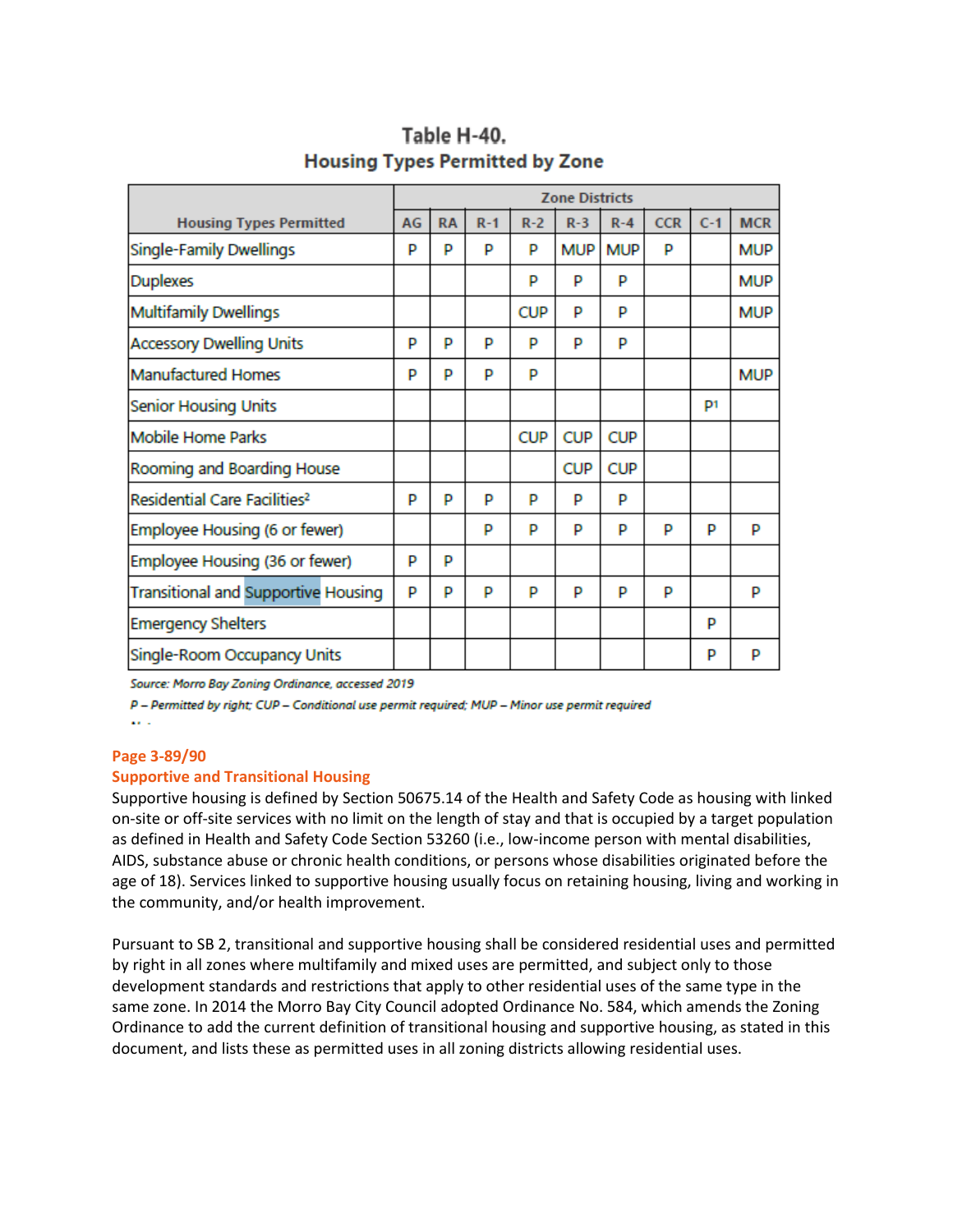## Table H-40. Housing Types Permitted by Zone

| Housing Types Permitted | Zone Districts | | | | | | | | |
|---|---|---|---|---|---|---|---|---|---|
| | AG | RA | R-1 | R-2 | R-3 | R-4 | CCR | C-1 | MCR |
| Single-Family Dwellings | P | P | P | P | MUP | MUP | P | | MUP |
| Duplexes | | | | P | P | P | | | MUP |
| Multifamily Dwellings | | | | CUP | P | P | | | MUP |
| Accessory Dwelling Units | P | P | P | P | P | P | | | |
| Manufactured Homes | P | P | P | P | | | | | MUP |
| Senior Housing Units | | | | | | | | P[1] | |
| Mobile Home Parks | | | | CUP | CUP | CUP | | | |
| Rooming and Boarding House | | | | | CUP | CUP | | | |
| Residential Care Facilities[2] | P | P | P | P | P | P | | | |
| Employee Housing (6 or fewer) | | | P | P | P | P | P | P | P |
| Employee Housing (36 or fewer) | P | P | | | | | | | |
| Transitional and Supportive Housing | P | P | P | P | P | P | P | | P |
| Emergency Shelters | | | | | | | | P | |
| Single-Room Occupancy Units | | | | | | | | P | P |

*Source: Morro Bay Zoning Ordinance, accessed 2019*

*P – Permitted by right; CUP – Conditional use permit required; MUP – Minor use permit required*

**Page 3-89/90**

**Supportive and Transitional Housing**

Supportive housing is defined by Section 50675.14 of the Health and Safety Code as housing with linked on-site or off-site services with no limit on the length of stay and that is occupied by a target population as defined in Health and Safety Code Section 53260 (i.e., low-income person with mental disabilities, AIDS, substance abuse or chronic health conditions, or persons whose disabilities originated before the age of 18). Services linked to supportive housing usually focus on retaining housing, living and working in the community, and/or health improvement.

Pursuant to SB 2, transitional and supportive housing shall be considered residential uses and permitted by right in all zones where multifamily and mixed uses are permitted, and subject only to those development standards and restrictions that apply to other residential uses of the same type in the same zone. In 2014 the Morro Bay City Council adopted Ordinance No. 584, which amends the Zoning Ordinance to add the current definition of transitional housing and supportive housing, as stated in this document, and lists these as permitted uses in all zoning districts allowing residential uses.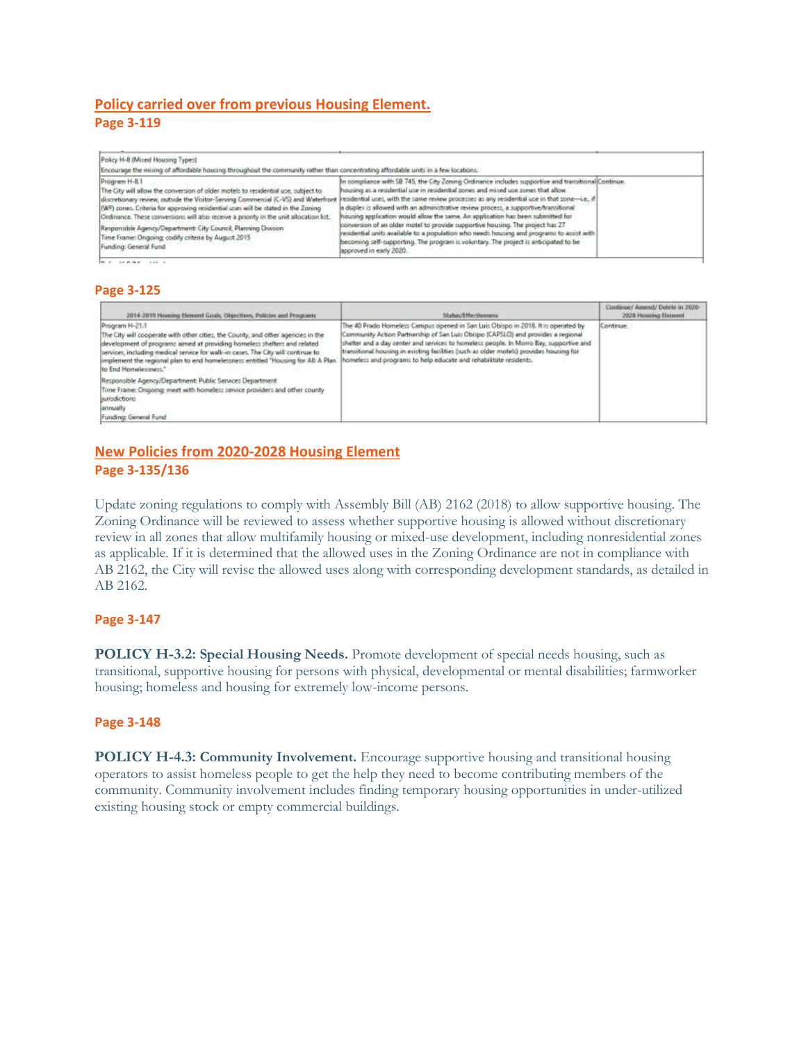## Policy carried over from previous Housing Element.

### Page 3-119

| | | |
|---|---|---|
| Policy H-8 (Mixed Housing Types)<br>Encourage the mixing of affordable housing throughout the community rather than concentrating affordable units in a few locations. | | |
| Program H-8.1<br>The City will allow the conversion of older motels to residential use, subject to discretionary review, outside the Visitor-Serving Commercial (C-VS) and Waterfront (WF) zones. Criteria for approving residential uses will be stated in the Zoning Ordinance. These conversions will also receive a priority in the unit allocation list.<br>Responsible Agency/Department: City Council, Planning Division<br>Time Frame: Ongoing; codify criteria by August 2015<br>Funding: General Fund | In compliance with SB 745, the City Zoning Ordinance includes supportive and transitional housing as a residential use in residential zones and mixed use zones that allow residential uses, with the same review processes as any residential use in that zone—i.e., if a duplex is allowed with an administrative review process, a supportive/transitional housing application would allow the same. An application has been submitted for conversion of an older motel to provide supportive housing. The project has 27 residential units available to a population who needs housing and programs to assist with becoming self-supporting. The program is voluntary. The project is anticipated to be approved in early 2020. | Continue. |

### Page 3-125

| 2014-2019 Housing Element Goals, Objectives, Policies and Programs | Status/Effectiveness | Continue/ Amend/ Delete in 2020-2028 Housing Element |
|---|---|---|
| Program H-21.1<br>The City will cooperate with other cities, the County, and other agencies in the development of programs aimed at providing homeless shelters and related services, including medical service for walk-in cases. The City will continue to implement the regional plan to end homelessness entitled "Housing for All: A Plan to End Homelessness."<br>Responsible Agency/Department: Public Services Department<br>Time Frame: Ongoing; meet with homeless service providers and other county jurisdictions annually<br>Funding: General Fund | The 40 Prado Homeless Campus opened in San Luis Obispo in 2018. It is operated by Community Action Partnership of San Luis Obispo (CAPSLO) and provides a regional shelter and a day center and services to homeless people. In Morro Bay, supportive and transitional housing in existing facilities (such as older motels) provides housing for homeless and programs to help educate and rehabilitate residents. | Continue. |

## New Policies from 2020-2028 Housing Element

### Page 3-135/136

Update zoning regulations to comply with Assembly Bill (AB) 2162 (2018) to allow supportive housing. The Zoning Ordinance will be reviewed to assess whether supportive housing is allowed without discretionary review in all zones that allow multifamily housing or mixed-use development, including nonresidential zones as applicable. If it is determined that the allowed uses in the Zoning Ordinance are not in compliance with AB 2162, the City will revise the allowed uses along with corresponding development standards, as detailed in AB 2162.

### Page 3-147

**POLICY H-3.2: Special Housing Needs.** Promote development of special needs housing, such as transitional, supportive housing for persons with physical, developmental or mental disabilities; farmworker housing; homeless and housing for extremely low-income persons.

### Page 3-148

**POLICY H-4.3: Community Involvement.** Encourage supportive housing and transitional housing operators to assist homeless people to get the help they need to become contributing members of the community. Community involvement includes finding temporary housing opportunities in under-utilized existing housing stock or empty commercial buildings.